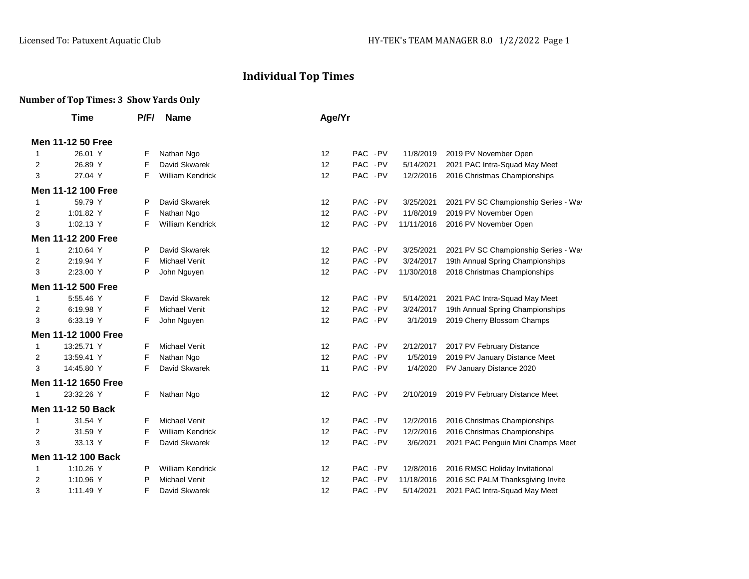# Individual Top Times

**Number of Top Times: 3 Show Yards Only**

| | Time | P/F/ | Name | Age/Yr | | | | |
|---|---|---|---|---|---|---|---|---|
| **Men 11-12 50 Free** | | | | | | | | |
| 1 | 26.01 Y | F | Nathan Ngo | 12 | PAC | -PV | 11/8/2019 | 2019 PV November Open |
| 2 | 26.89 Y | F | David Skwarek | 12 | PAC | -PV | 5/14/2021 | 2021 PAC Intra-Squad May Meet |
| 3 | 27.04 Y | F | William Kendrick | 12 | PAC | -PV | 12/2/2016 | 2016 Christmas Championships |
| **Men 11-12 100 Free** | | | | | | | | |
| 1 | 59.79 Y | P | David Skwarek | 12 | PAC | -PV | 3/25/2021 | 2021 PV SC Championship Series - Wa |
| 2 | 1:01.82 Y | F | Nathan Ngo | 12 | PAC | -PV | 11/8/2019 | 2019 PV November Open |
| 3 | 1:02.13 Y | F | William Kendrick | 12 | PAC | -PV | 11/11/2016 | 2016 PV November Open |
| **Men 11-12 200 Free** | | | | | | | | |
| 1 | 2:10.64 Y | P | David Skwarek | 12 | PAC | -PV | 3/25/2021 | 2021 PV SC Championship Series - Wa |
| 2 | 2:19.94 Y | F | Michael Venit | 12 | PAC | -PV | 3/24/2017 | 19th Annual Spring Championships |
| 3 | 2:23.00 Y | P | John Nguyen | 12 | PAC | -PV | 11/30/2018 | 2018 Christmas Championships |
| **Men 11-12 500 Free** | | | | | | | | |
| 1 | 5:55.46 Y | F | David Skwarek | 12 | PAC | -PV | 5/14/2021 | 2021 PAC Intra-Squad May Meet |
| 2 | 6:19.98 Y | F | Michael Venit | 12 | PAC | -PV | 3/24/2017 | 19th Annual Spring Championships |
| 3 | 6:33.19 Y | F | John Nguyen | 12 | PAC | -PV | 3/1/2019 | 2019 Cherry Blossom Champs |
| **Men 11-12 1000 Free** | | | | | | | | |
| 1 | 13:25.71 Y | F | Michael Venit | 12 | PAC | -PV | 2/12/2017 | 2017 PV February Distance |
| 2 | 13:59.41 Y | F | Nathan Ngo | 12 | PAC | -PV | 1/5/2019 | 2019 PV January Distance Meet |
| 3 | 14:45.80 Y | F | David Skwarek | 11 | PAC | -PV | 1/4/2020 | PV January Distance 2020 |
| **Men 11-12 1650 Free** | | | | | | | | |
| 1 | 23:32.26 Y | F | Nathan Ngo | 12 | PAC | -PV | 2/10/2019 | 2019 PV February Distance Meet |
| **Men 11-12 50 Back** | | | | | | | | |
| 1 | 31.54 Y | F | Michael Venit | 12 | PAC | -PV | 12/2/2016 | 2016 Christmas Championships |
| 2 | 31.59 Y | F | William Kendrick | 12 | PAC | -PV | 12/2/2016 | 2016 Christmas Championships |
| 3 | 33.13 Y | F | David Skwarek | 12 | PAC | -PV | 3/6/2021 | 2021 PAC Penguin Mini Champs Meet |
| **Men 11-12 100 Back** | | | | | | | | |
| 1 | 1:10.26 Y | P | William Kendrick | 12 | PAC | -PV | 12/8/2016 | 2016 RMSC Holiday Invitational |
| 2 | 1:10.96 Y | P | Michael Venit | 12 | PAC | -PV | 11/18/2016 | 2016 SC PALM Thanksgiving Invite |
| 3 | 1:11.49 Y | F | David Skwarek | 12 | PAC | -PV | 5/14/2021 | 2021 PAC Intra-Squad May Meet |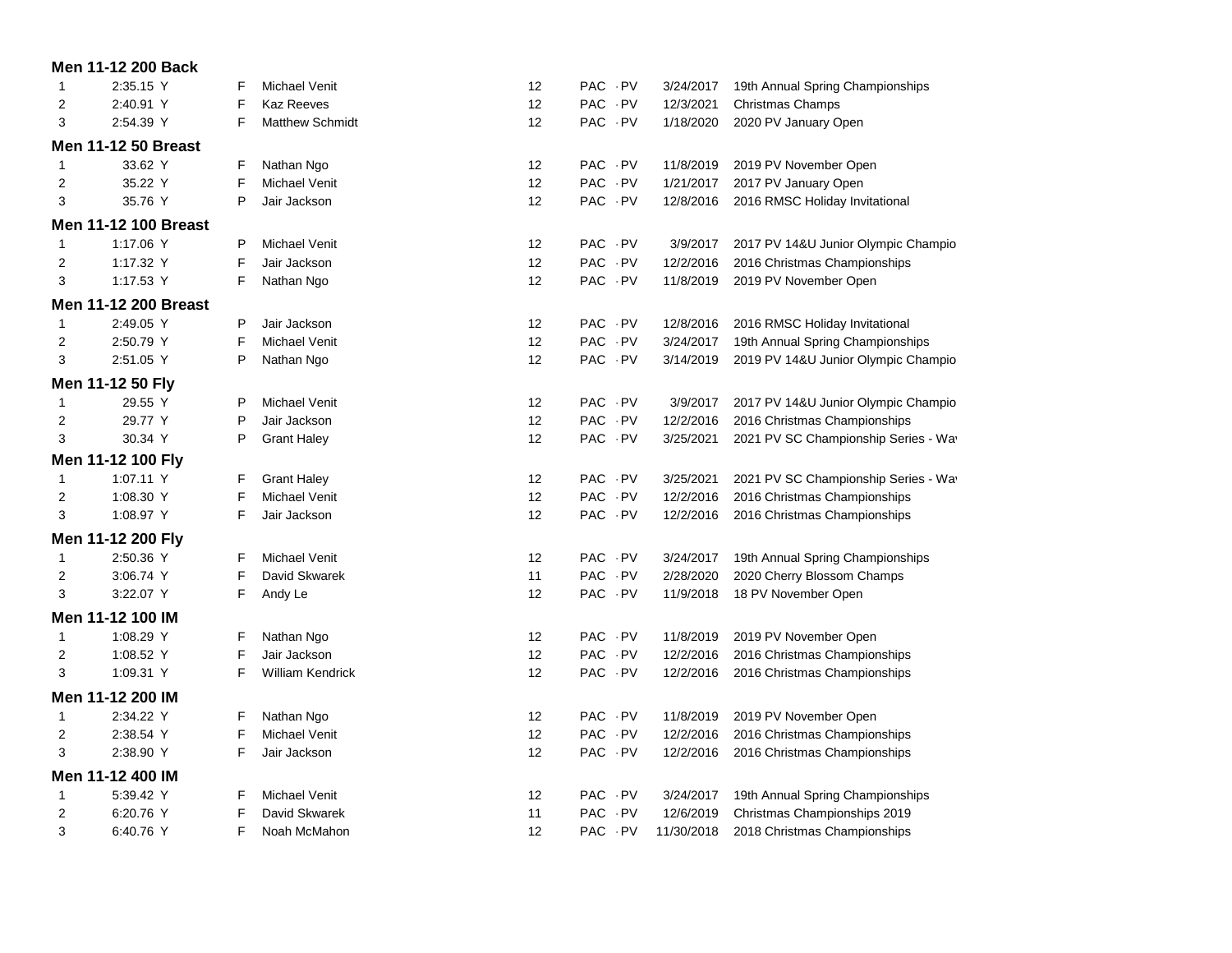### Men 11-12 200 Back

| | | | | | | | | |
|---|---|---|---|---|---|---|---|---|
| 1 | 2:35.15 Y | F | Michael Venit | 12 | PAC | - PV | 3/24/2017 | 19th Annual Spring Championships |
| 2 | 2:40.91 Y | F | Kaz Reeves | 12 | PAC | - PV | 12/3/2021 | Christmas Champs |
| 3 | 2:54.39 Y | F | Matthew Schmidt | 12 | PAC | - PV | 1/18/2020 | 2020 PV January Open |

### Men 11-12 50 Breast

| | | | | | | | | |
|---|---|---|---|---|---|---|---|---|
| 1 | 33.62 Y | F | Nathan Ngo | 12 | PAC | - PV | 11/8/2019 | 2019 PV November Open |
| 2 | 35.22 Y | F | Michael Venit | 12 | PAC | - PV | 1/21/2017 | 2017 PV January Open |
| 3 | 35.76 Y | P | Jair Jackson | 12 | PAC | - PV | 12/8/2016 | 2016 RMSC Holiday Invitational |

### Men 11-12 100 Breast

| | | | | | | | | |
|---|---|---|---|---|---|---|---|---|
| 1 | 1:17.06 Y | P | Michael Venit | 12 | PAC | - PV | 3/9/2017 | 2017 PV 14&U Junior Olympic Champio |
| 2 | 1:17.32 Y | F | Jair Jackson | 12 | PAC | - PV | 12/2/2016 | 2016 Christmas Championships |
| 3 | 1:17.53 Y | F | Nathan Ngo | 12 | PAC | - PV | 11/8/2019 | 2019 PV November Open |

### Men 11-12 200 Breast

| | | | | | | | | |
|---|---|---|---|---|---|---|---|---|
| 1 | 2:49.05 Y | P | Jair Jackson | 12 | PAC | - PV | 12/8/2016 | 2016 RMSC Holiday Invitational |
| 2 | 2:50.79 Y | F | Michael Venit | 12 | PAC | - PV | 3/24/2017 | 19th Annual Spring Championships |
| 3 | 2:51.05 Y | P | Nathan Ngo | 12 | PAC | - PV | 3/14/2019 | 2019 PV 14&U Junior Olympic Champio |

### Men 11-12 50 Fly

| | | | | | | | | |
|---|---|---|---|---|---|---|---|---|
| 1 | 29.55 Y | P | Michael Venit | 12 | PAC | - PV | 3/9/2017 | 2017 PV 14&U Junior Olympic Champio |
| 2 | 29.77 Y | P | Jair Jackson | 12 | PAC | - PV | 12/2/2016 | 2016 Christmas Championships |
| 3 | 30.34 Y | P | Grant Haley | 12 | PAC | - PV | 3/25/2021 | 2021 PV SC Championship Series - Wa |

### Men 11-12 100 Fly

| | | | | | | | | |
|---|---|---|---|---|---|---|---|---|
| 1 | 1:07.11 Y | F | Grant Haley | 12 | PAC | - PV | 3/25/2021 | 2021 PV SC Championship Series - Wa |
| 2 | 1:08.30 Y | F | Michael Venit | 12 | PAC | - PV | 12/2/2016 | 2016 Christmas Championships |
| 3 | 1:08.97 Y | F | Jair Jackson | 12 | PAC | - PV | 12/2/2016 | 2016 Christmas Championships |

### Men 11-12 200 Fly

| | | | | | | | | |
|---|---|---|---|---|---|---|---|---|
| 1 | 2:50.36 Y | F | Michael Venit | 12 | PAC | - PV | 3/24/2017 | 19th Annual Spring Championships |
| 2 | 3:06.74 Y | F | David Skwarek | 11 | PAC | - PV | 2/28/2020 | 2020 Cherry Blossom Champs |
| 3 | 3:22.07 Y | F | Andy Le | 12 | PAC | - PV | 11/9/2018 | 18 PV November Open |

### Men 11-12 100 IM

| | | | | | | | | |
|---|---|---|---|---|---|---|---|---|
| 1 | 1:08.29 Y | F | Nathan Ngo | 12 | PAC | - PV | 11/8/2019 | 2019 PV November Open |
| 2 | 1:08.52 Y | F | Jair Jackson | 12 | PAC | - PV | 12/2/2016 | 2016 Christmas Championships |
| 3 | 1:09.31 Y | F | William Kendrick | 12 | PAC | - PV | 12/2/2016 | 2016 Christmas Championships |

### Men 11-12 200 IM

| | | | | | | | | |
|---|---|---|---|---|---|---|---|---|
| 1 | 2:34.22 Y | F | Nathan Ngo | 12 | PAC | - PV | 11/8/2019 | 2019 PV November Open |
| 2 | 2:38.54 Y | F | Michael Venit | 12 | PAC | - PV | 12/2/2016 | 2016 Christmas Championships |
| 3 | 2:38.90 Y | F | Jair Jackson | 12 | PAC | - PV | 12/2/2016 | 2016 Christmas Championships |

### Men 11-12 400 IM

| | | | | | | | | |
|---|---|---|---|---|---|---|---|---|
| 1 | 5:39.42 Y | F | Michael Venit | 12 | PAC | - PV | 3/24/2017 | 19th Annual Spring Championships |
| 2 | 6:20.76 Y | F | David Skwarek | 11 | PAC | - PV | 12/6/2019 | Christmas Championships 2019 |
| 3 | 6:40.76 Y | F | Noah McMahon | 12 | PAC | - PV | 11/30/2018 | 2018 Christmas Championships |